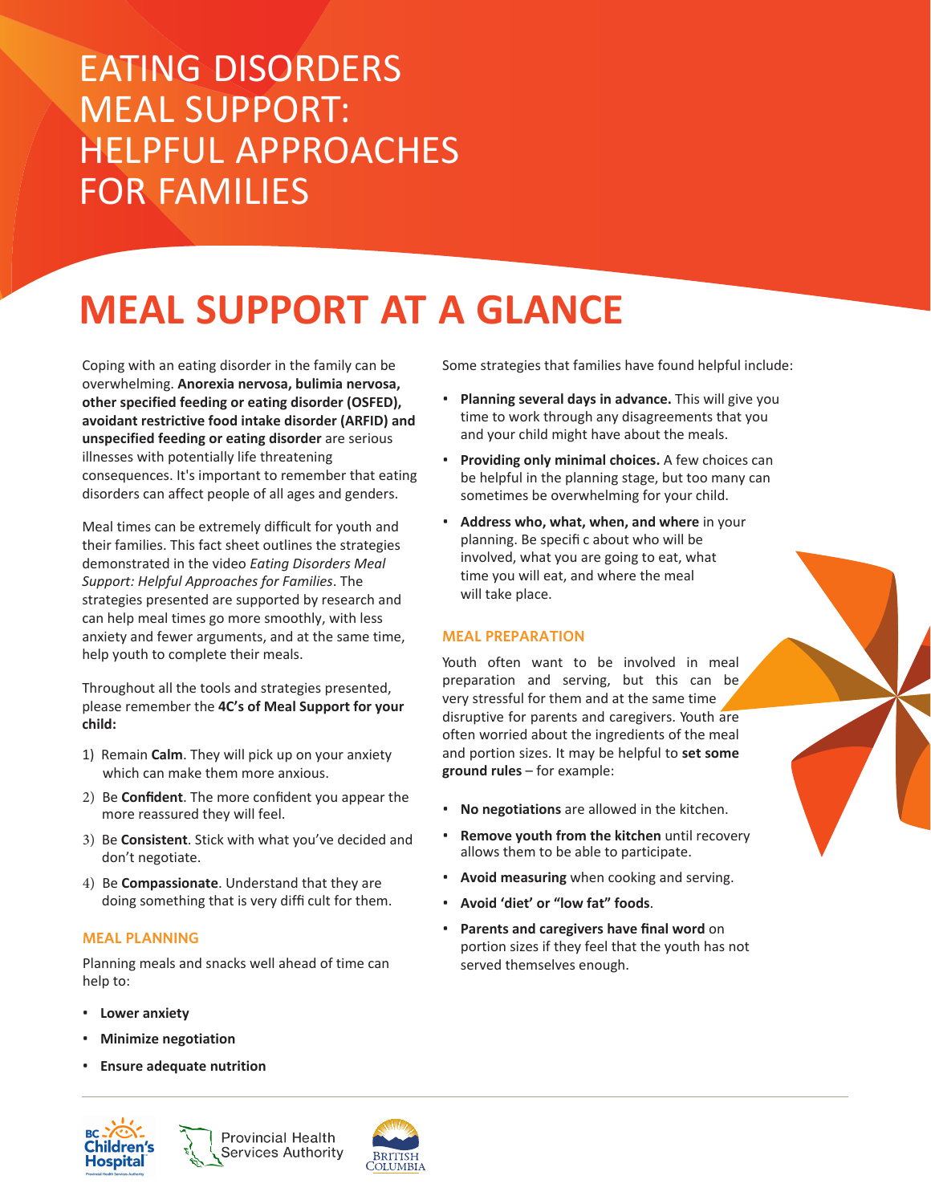# EATING DISORDERS MEAL SUPPORT: HELPFUL APPROACHES FOR FAMILIES

## MEAL SUPPORT AT A GLANCE

Coping with an eating disorder in the family can be overwhelming. **Anorexia nervosa, bulimia nervosa, other specified feeding or eating disorder (OSFED), avoidant restrictive food intake disorder (ARFID) and unspecified feeding or eating disorder** are serious illnesses with potentially life threatening consequences. It's important to remember that eating disorders can affect people of all ages and genders.

Meal times can be extremely difficult for youth and their families. This fact sheet outlines the strategies demonstrated in the video *Eating Disorders Meal Support: Helpful Approaches for Families*. The strategies presented are supported by research and can help meal times go more smoothly, with less anxiety and fewer arguments, and at the same time, help youth to complete their meals.

Throughout all the tools and strategies presented, please remember the **4C's of Meal Support for your child:**

1) Remain **Calm**. They will pick up on your anxiety which can make them more anxious.
2) Be **Confident**. The more confident you appear the more reassured they will feel.
3) Be **Consistent**. Stick with what you've decided and don't negotiate.
4) Be **Compassionate**. Understand that they are doing something that is very difficult for them.

### MEAL PLANNING

Planning meals and snacks well ahead of time can help to:

- **Lower anxiety**
- **Minimize negotiation**
- **Ensure adequate nutrition**

Some strategies that families have found helpful include:

- **Planning several days in advance.** This will give you time to work through any disagreements that you and your child might have about the meals.
- **Providing only minimal choices.** A few choices can be helpful in the planning stage, but too many can sometimes be overwhelming for your child.
- **Address who, what, when, and where** in your planning. Be specific about who will be involved, what you are going to eat, what time you will eat, and where the meal will take place.

### MEAL PREPARATION

Youth often want to be involved in meal preparation and serving, but this can be very stressful for them and at the same time disruptive for parents and caregivers. Youth are often worried about the ingredients of the meal and portion sizes. It may be helpful to **set some ground rules** – for example:

- **No negotiations** are allowed in the kitchen.
- **Remove youth from the kitchen** until recovery allows them to be able to participate.
- **Avoid measuring** when cooking and serving.
- **Avoid 'diet' or "low fat" foods**.
- **Parents and caregivers have final word** on portion sizes if they feel that the youth has not served themselves enough.

BC Children's Hospital | Provincial Health Services Authority | British Columbia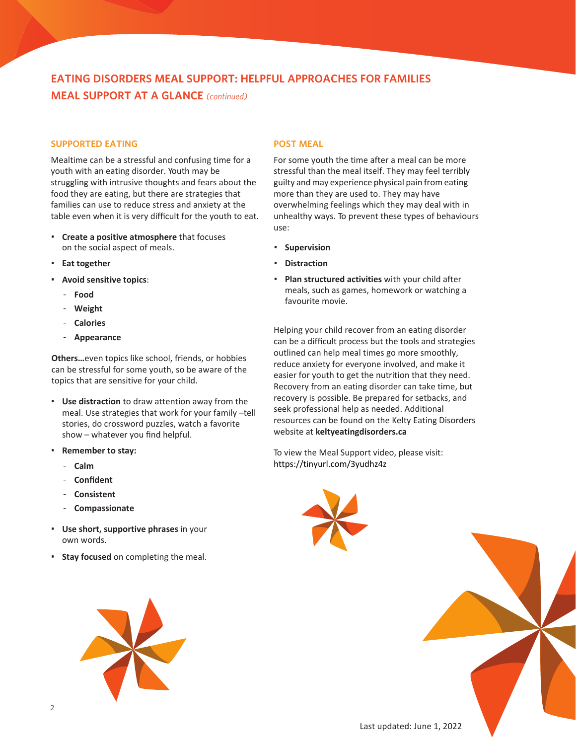# EATING DISORDERS MEAL SUPPORT: HELPFUL APPROACHES FOR FAMILIES

## MEAL SUPPORT AT A GLANCE *(continued)*

### SUPPORTED EATING

Mealtime can be a stressful and confusing time for a youth with an eating disorder. Youth may be struggling with intrusive thoughts and fears about the food they are eating, but there are strategies that families can use to reduce stress and anxiety at the table even when it is very difficult for the youth to eat.

- **Create a positive atmosphere** that focuses on the social aspect of meals.
- **Eat together**
- **Avoid sensitive topics**:
  - **Food**
  - **Weight**
  - **Calories**
  - **Appearance**

**Others…**even topics like school, friends, or hobbies can be stressful for some youth, so be aware of the topics that are sensitive for your child.

- **Use distraction** to draw attention away from the meal. Use strategies that work for your family –tell stories, do crossword puzzles, watch a favorite show – whatever you find helpful.
- **Remember to stay:**
  - **Calm**
  - **Confident**
  - **Consistent**
  - **Compassionate**
- **Use short, supportive phrases** in your own words.
- **Stay focused** on completing the meal.

### POST MEAL

For some youth the time after a meal can be more stressful than the meal itself. They may feel terribly guilty and may experience physical pain from eating more than they are used to. They may have overwhelming feelings which they may deal with in unhealthy ways. To prevent these types of behaviours use:

- **Supervision**
- **Distraction**
- **Plan structured activities** with your child after meals, such as games, homework or watching a favourite movie.

Helping your child recover from an eating disorder can be a difficult process but the tools and strategies outlined can help meal times go more smoothly, reduce anxiety for everyone involved, and make it easier for youth to get the nutrition that they need. Recovery from an eating disorder can take time, but recovery is possible. Be prepared for setbacks, and seek professional help as needed. Additional resources can be found on the Kelty Eating Disorders website at **keltyeatingdisorders.ca**

To view the Meal Support video, please visit: https://tinyurl.com/3yudhz4z

Last updated: June 1, 2022